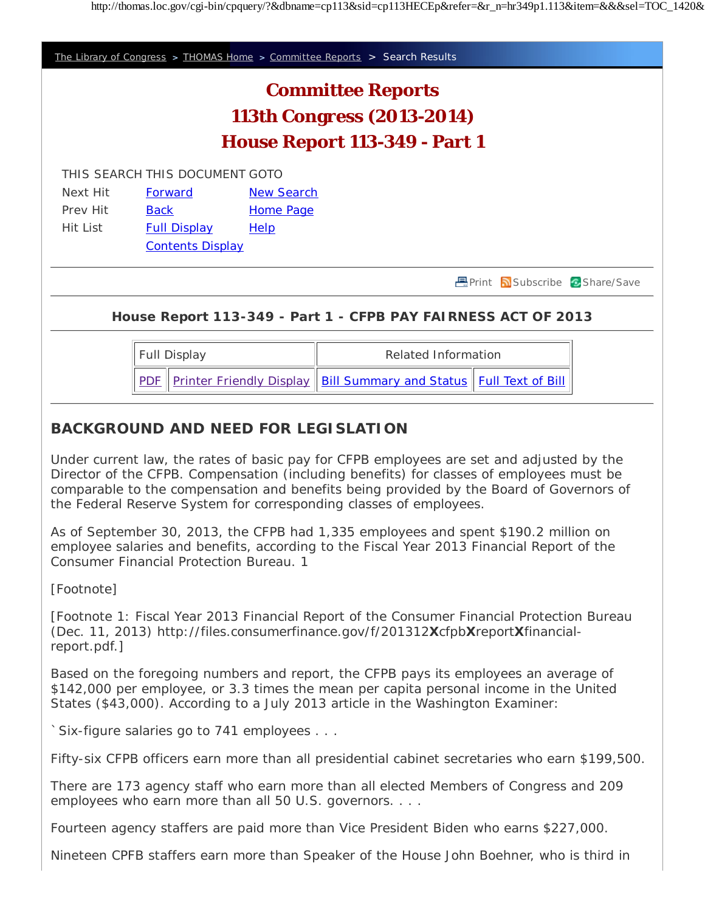The Library of Congress > THOMAS Home > Committee Reports > Search Results

# Committee Reports
# 113th Congress (2013-2014)
# House Report 113-349 - Part 1

| THIS SEARCH | THIS DOCUMENT | GOTO |
|---|---|---|
| Next Hit | Forward | New Search |
| Prev Hit | Back | Home Page |
| Hit List | Full Display | Help |
| | Contents Display | |

Print Subscribe Share/Save

### House Report 113-349 - Part 1 - CFPB PAY FAIRNESS ACT OF 2013

| Full Display | | Related Information | |
|---|---|---|---|
| PDF | Printer Friendly Display | Bill Summary and Status | Full Text of Bill |

## BACKGROUND AND NEED FOR LEGISLATION

Under current law, the rates of basic pay for CFPB employees are set and adjusted by the Director of the CFPB. Compensation (including benefits) for classes of employees must be comparable to the compensation and benefits being provided by the Board of Governors of the Federal Reserve System for corresponding classes of employees.

As of September 30, 2013, the CFPB had 1,335 employees and spent $190.2 million on employee salaries and benefits, according to the Fiscal Year 2013 Financial Report of the Consumer Financial Protection Bureau. 1

[Footnote]

[Footnote 1: Fiscal Year 2013 Financial Report of the Consumer Financial Protection Bureau (Dec. 11, 2013) http://files.consumerfinance.gov/f/201312**X**cfpb**X**report**X**financial-report.pdf.]

Based on the foregoing numbers and report, the CFPB pays its employees an average of $142,000 per employee, or 3.3 times the mean per capita personal income in the United States ($43,000). According to a July 2013 article in the Washington Examiner:

`Six-figure salaries go to 741 employees . . .

Fifty-six CFPB officers earn more than all presidential cabinet secretaries who earn $199,500.

There are 173 agency staff who earn more than all elected Members of Congress and 209 employees who earn more than all 50 U.S. governors. . . .

Fourteen agency staffers are paid more than Vice President Biden who earns $227,000.

Nineteen CPFB staffers earn more than Speaker of the House John Boehner, who is third in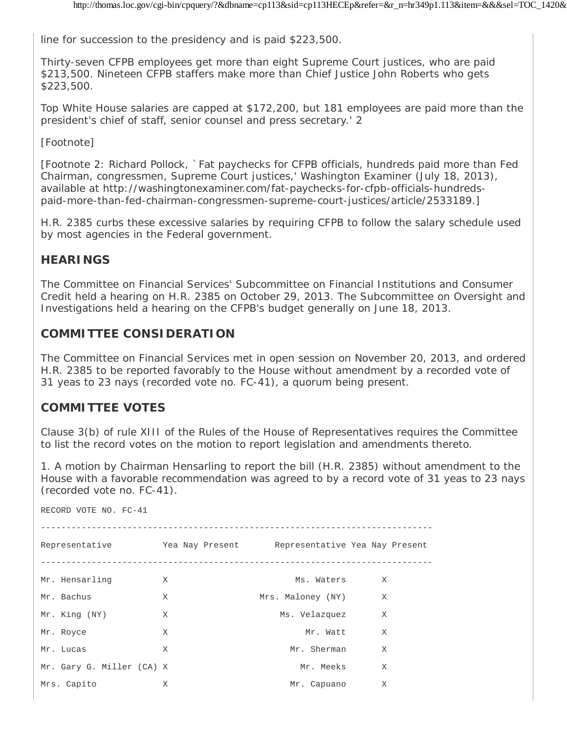line for succession to the presidency and is paid $223,500.

Thirty-seven CFPB employees get more than eight Supreme Court justices, who are paid $213,500. Nineteen CFPB staffers make more than Chief Justice John Roberts who gets $223,500.

Top White House salaries are capped at $172,200, but 181 employees are paid more than the president's chief of staff, senior counsel and press secretary.' 2

[Footnote]

[Footnote 2: Richard Pollock, `Fat paychecks for CFPB officials, hundreds paid more than Fed Chairman, congressmen, Supreme Court justices,' Washington Examiner (July 18, 2013), available at http://washingtonexaminer.com/fat-paychecks-for-cfpb-officials-hundreds-paid-more-than-fed-chairman-congressmen-supreme-court-justices/article/2533189.]

H.R. 2385 curbs these excessive salaries by requiring CFPB to follow the salary schedule used by most agencies in the Federal government.

## HEARINGS

The Committee on Financial Services' Subcommittee on Financial Institutions and Consumer Credit held a hearing on H.R. 2385 on October 29, 2013. The Subcommittee on Oversight and Investigations held a hearing on the CFPB's budget generally on June 18, 2013.

## COMMITTEE CONSIDERATION

The Committee on Financial Services met in open session on November 20, 2013, and ordered H.R. 2385 to be reported favorably to the House without amendment by a recorded vote of 31 yeas to 23 nays (recorded vote no. FC-41), a quorum being present.

## COMMITTEE VOTES

Clause 3(b) of rule XIII of the Rules of the House of Representatives requires the Committee to list the record votes on the motion to report legislation and amendments thereto.

1. A motion by Chairman Hensarling to report the bill (H.R. 2385) without amendment to the House with a favorable recommendation was agreed to by a record vote of 31 yeas to 23 nays (recorded vote no. FC-41).

RECORD VOTE NO. FC-41

| Representative | Yea | Nay | Present | Representative | Yea | Nay | Present |
|---|---|---|---|---|---|---|---|
| Mr. Hensarling | X | | | Ms. Waters | | X | |
| Mr. Bachus | X | | | Mrs. Maloney (NY) | | X | |
| Mr. King (NY) | X | | | Ms. Velazquez | | X | |
| Mr. Royce | X | | | Mr. Watt | | X | |
| Mr. Lucas | X | | | Mr. Sherman | | X | |
| Mr. Gary G. Miller (CA) | X | | | Mr. Meeks | | X | |
| Mrs. Capito | X | | | Mr. Capuano | | X | |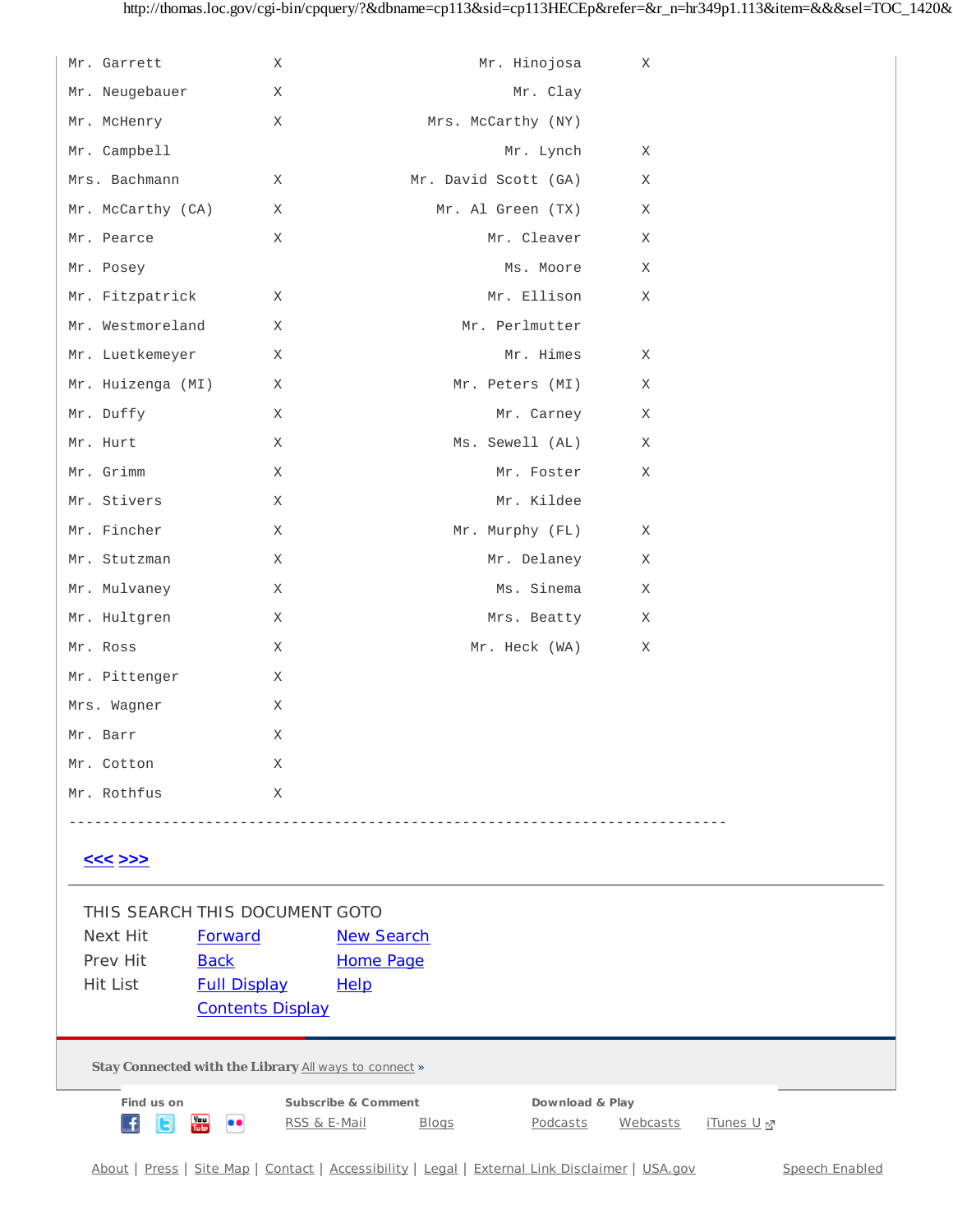| | | | |
|---|---|---|---|
| Mr. Garrett | X | Mr. Hinojosa | X |
| Mr. Neugebauer | X | Mr. Clay | |
| Mr. McHenry | X | Mrs. McCarthy (NY) | |
| Mr. Campbell | | Mr. Lynch | X |
| Mrs. Bachmann | X | Mr. David Scott (GA) | X |
| Mr. McCarthy (CA) | X | Mr. Al Green (TX) | X |
| Mr. Pearce | X | Mr. Cleaver | X |
| Mr. Posey | | Ms. Moore | X |
| Mr. Fitzpatrick | X | Mr. Ellison | X |
| Mr. Westmoreland | X | Mr. Perlmutter | |
| Mr. Luetkemeyer | X | Mr. Himes | X |
| Mr. Huizenga (MI) | X | Mr. Peters (MI) | X |
| Mr. Duffy | X | Mr. Carney | X |
| Mr. Hurt | X | Ms. Sewell (AL) | X |
| Mr. Grimm | X | Mr. Foster | X |
| Mr. Stivers | X | Mr. Kildee | |
| Mr. Fincher | X | Mr. Murphy (FL) | X |
| Mr. Stutzman | X | Mr. Delaney | X |
| Mr. Mulvaney | X | Ms. Sinema | X |
| Mr. Hultgren | X | Mrs. Beatty | X |
| Mr. Ross | X | Mr. Heck (WA) | X |
| Mr. Pittenger | X | | |
| Mrs. Wagner | X | | |
| Mr. Barr | X | | |
| Mr. Cotton | X | | |
| Mr. Rothfus | X | | |

---

<<< >>>

| THIS SEARCH | THIS DOCUMENT | GOTO |
|---|---|---|
| Next Hit | Forward | New Search |
| Prev Hit | Back | Home Page |
| Hit List | Full Display | Help |
| | Contents Display | |

Stay Connected with the Library All ways to connect »

Find us on

Subscribe & Comment: RSS & E-Mail | Blogs

Download & Play: Podcasts | Webcasts | iTunes U

About | Press | Site Map | Contact | Accessibility | Legal | External Link Disclaimer | USA.gov    Speech Enabled